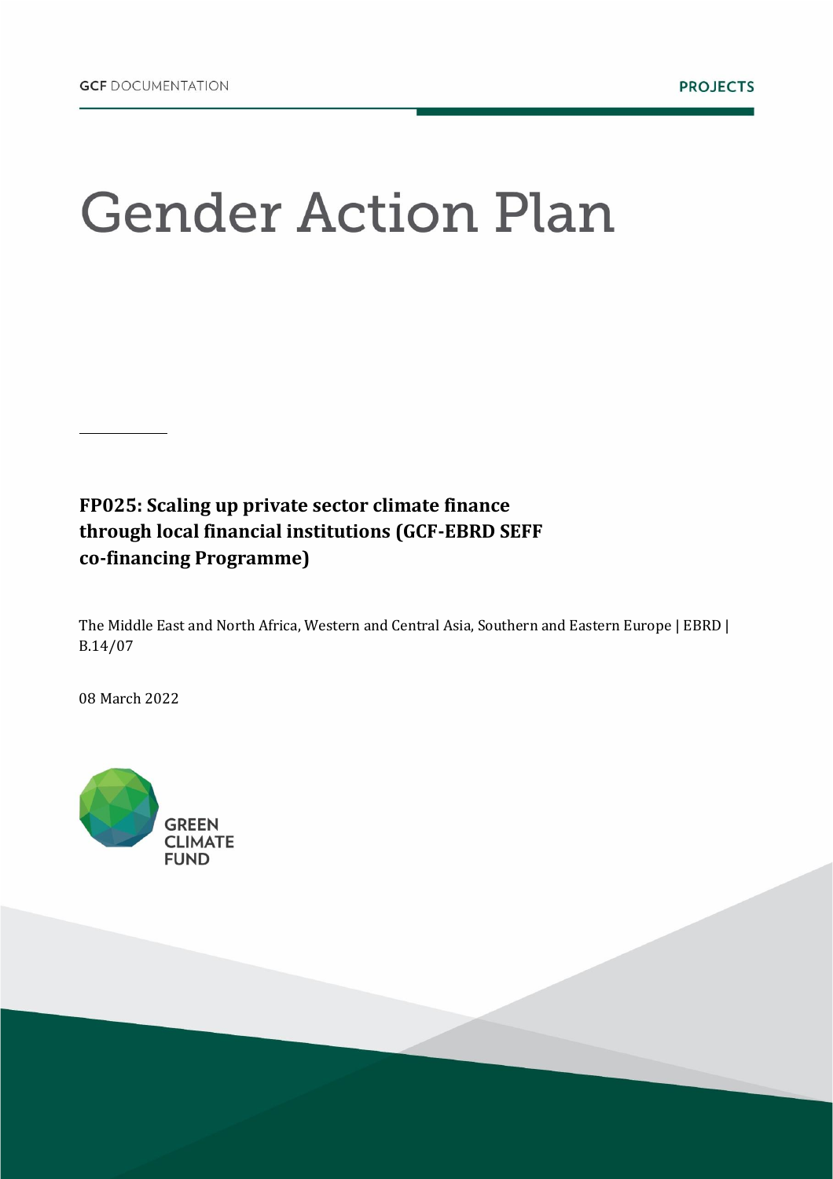GCF DOCUMENTATION

PROJECTS

# Gender Action Plan

**FP025: Scaling up private sector climate finance through local financial institutions (GCF-EBRD SEFF co-financing Programme)**

The Middle East and North Africa, Western and Central Asia, Southern and Eastern Europe | EBRD | B.14/07

08 March 2022

GREEN CLIMATE FUND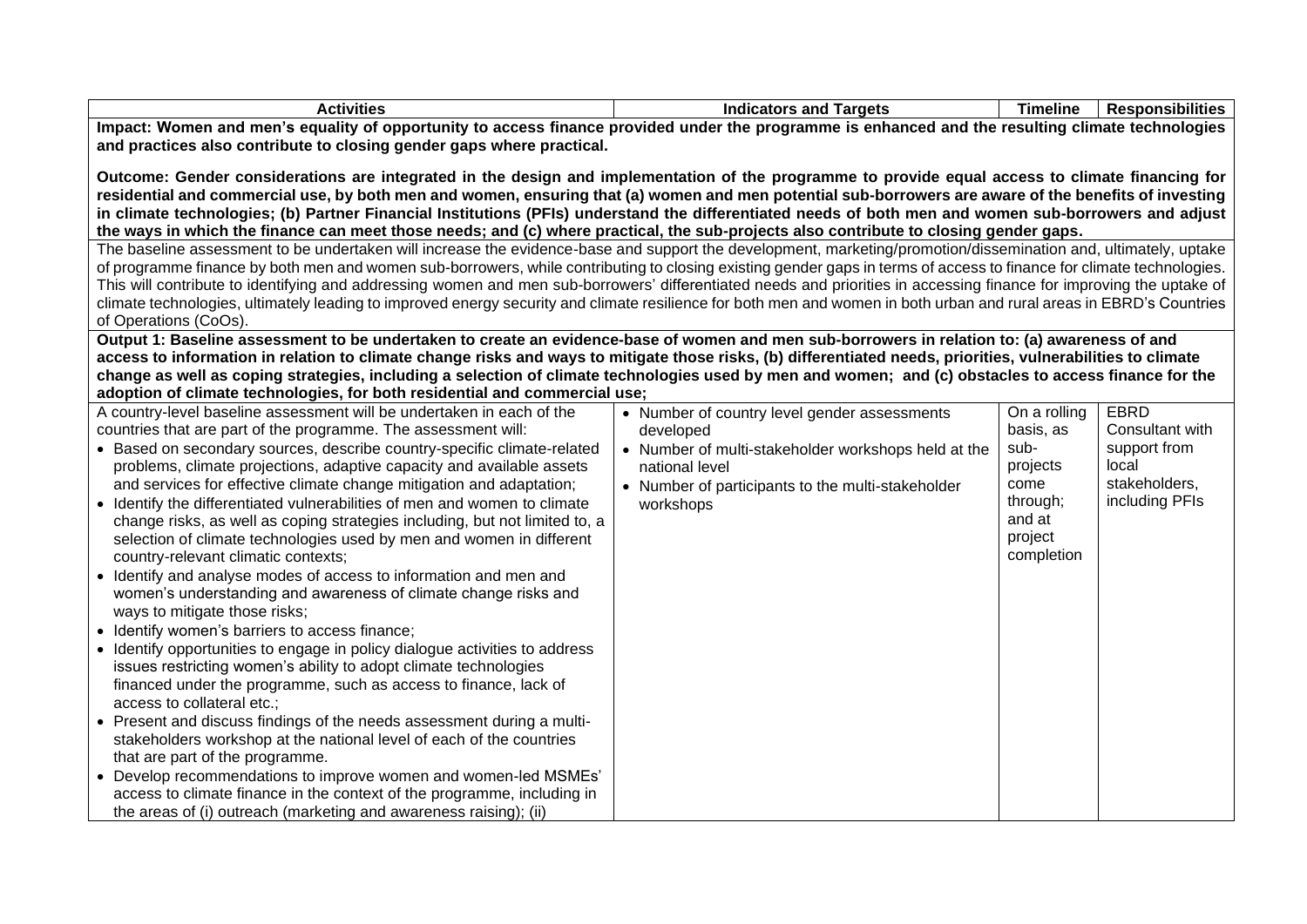| Activities | Indicators and Targets | Timeline | Responsibilities |
|---|---|---|---|
| **Impact: Women and men's equality of opportunity to access finance provided under the programme is enhanced and the resulting climate technologies and practices also contribute to closing gender gaps where practical.** | | | |
| **Outcome: Gender considerations are integrated in the design and implementation of the programme to provide equal access to climate financing for residential and commercial use, by both men and women, ensuring that (a) women and men potential sub-borrowers are aware of the benefits of investing in climate technologies; (b) Partner Financial Institutions (PFIs) understand the differentiated needs of both men and women sub-borrowers and adjust the ways in which the finance can meet those needs; and (c) where practical, the sub-projects also contribute to closing gender gaps.** | | | |
| The baseline assessment to be undertaken will increase the evidence-base and support the development, marketing/promotion/dissemination and, ultimately, uptake of programme finance by both men and women sub-borrowers, while contributing to closing existing gender gaps in terms of access to finance for climate technologies. This will contribute to identifying and addressing women and men sub-borrowers' differentiated needs and priorities in accessing finance for improving the uptake of climate technologies, ultimately leading to improved energy security and climate resilience for both men and women in both urban and rural areas in EBRD's Countries of Operations (CoOs). | | | |
| **Output 1: Baseline assessment to be undertaken to create an evidence-base of women and men sub-borrowers in relation to: (a) awareness of and access to information in relation to climate change risks and ways to mitigate those risks, (b) differentiated needs, priorities, vulnerabilities to climate change as well as coping strategies, including a selection of climate technologies used by men and women; and (c) obstacles to access finance for the adoption of climate technologies, for both residential and commercial use;** | | | |
| A country-level baseline assessment will be undertaken in each of the countries that are part of the programme. The assessment will:<br>• Based on secondary sources, describe country-specific climate-related problems, climate projections, adaptive capacity and available assets and services for effective climate change mitigation and adaptation;<br>• Identify the differentiated vulnerabilities of men and women to climate change risks, as well as coping strategies including, but not limited to, a selection of climate technologies used by men and women in different country-relevant climatic contexts;<br>• Identify and analyse modes of access to information and men and women's understanding and awareness of climate change risks and ways to mitigate those risks;<br>• Identify women's barriers to access finance;<br>• Identify opportunities to engage in policy dialogue activities to address issues restricting women's ability to adopt climate technologies financed under the programme, such as access to finance, lack of access to collateral etc.;<br>• Present and discuss findings of the needs assessment during a multi-stakeholders workshop at the national level of each of the countries that are part of the programme.<br>• Develop recommendations to improve women and women-led MSMEs' access to climate finance in the context of the programme, including in the areas of (i) outreach (marketing and awareness raising); (ii) | • Number of country level gender assessments developed<br>• Number of multi-stakeholder workshops held at the national level<br>• Number of participants to the multi-stakeholder workshops | On a rolling basis, as sub-projects come through; and at project completion | EBRD Consultant with support from local stakeholders, including PFIs |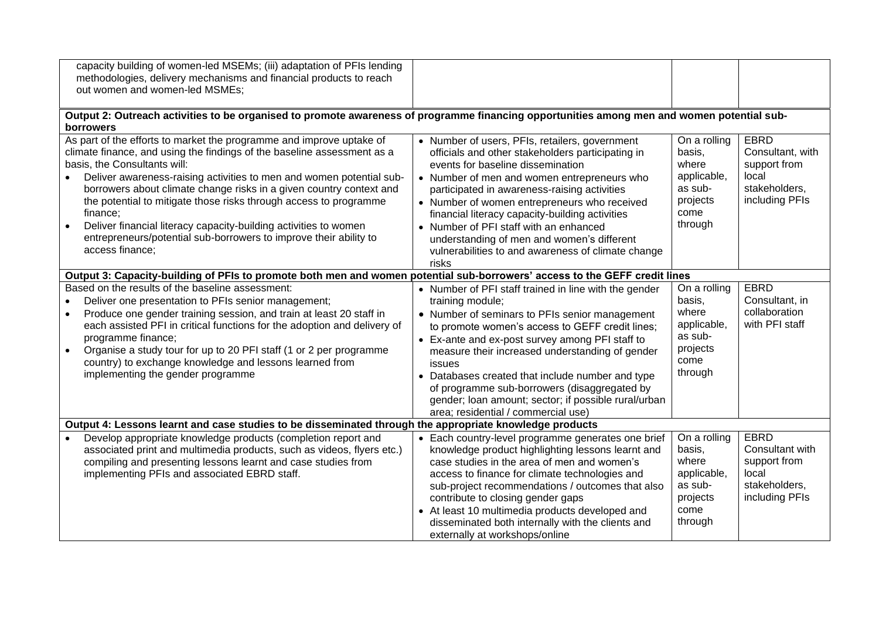| | | | |
|---|---|---|---|
| capacity building of women-led MSEMs; (iii) adaptation of PFIs lending methodologies, delivery mechanisms and financial products to reach out women and women-led MSMEs; | | | |
| **Output 2: Outreach activities to be organised to promote awareness of programme financing opportunities among men and women potential sub-borrowers** | | | |
| As part of the efforts to market the programme and improve uptake of climate finance, and using the findings of the baseline assessment as a basis, the Consultants will: <br>• Deliver awareness-raising activities to men and women potential sub-borrowers about climate change risks in a given country context and the potential to mitigate those risks through access to programme finance; <br>• Deliver financial literacy capacity-building activities to women entrepreneurs/potential sub-borrowers to improve their ability to access finance; | • Number of users, PFIs, retailers, government officials and other stakeholders participating in events for baseline dissemination <br>• Number of men and women entrepreneurs who participated in awareness-raising activities <br>• Number of women entrepreneurs who received financial literacy capacity-building activities <br>• Number of PFI staff with an enhanced understanding of men and women's different vulnerabilities to and awareness of climate change risks | On a rolling basis, where applicable, as sub-projects come through | EBRD Consultant, with support from local stakeholders, including PFIs |
| **Output 3: Capacity-building of PFIs to promote both men and women potential sub-borrowers' access to the GEFF credit lines** | | | |
| Based on the results of the baseline assessment: <br>• Deliver one presentation to PFIs senior management; <br>• Produce one gender training session, and train at least 20 staff in each assisted PFI in critical functions for the adoption and delivery of programme finance; <br>• Organise a study tour for up to 20 PFI staff (1 or 2 per programme country) to exchange knowledge and lessons learned from implementing the gender programme | • Number of PFI staff trained in line with the gender training module; <br>• Number of seminars to PFIs senior management to promote women's access to GEFF credit lines; <br>• Ex-ante and ex-post survey among PFI staff to measure their increased understanding of gender issues <br>• Databases created that include number and type of programme sub-borrowers (disaggregated by gender; loan amount; sector; if possible rural/urban area; residential / commercial use) | On a rolling basis, where applicable, as sub-projects come through | EBRD Consultant, in collaboration with PFI staff |
| **Output 4: Lessons learnt and case studies to be disseminated through the appropriate knowledge products** | | | |
| • Develop appropriate knowledge products (completion report and associated print and multimedia products, such as videos, flyers etc.) compiling and presenting lessons learnt and case studies from implementing PFIs and associated EBRD staff. | • Each country-level programme generates one brief knowledge product highlighting lessons learnt and case studies in the area of men and women's access to finance for climate technologies and sub-project recommendations / outcomes that also contribute to closing gender gaps <br>• At least 10 multimedia products developed and disseminated both internally with the clients and externally at workshops/online | On a rolling basis, where applicable, as sub-projects come through | EBRD Consultant with support from local stakeholders, including PFIs |